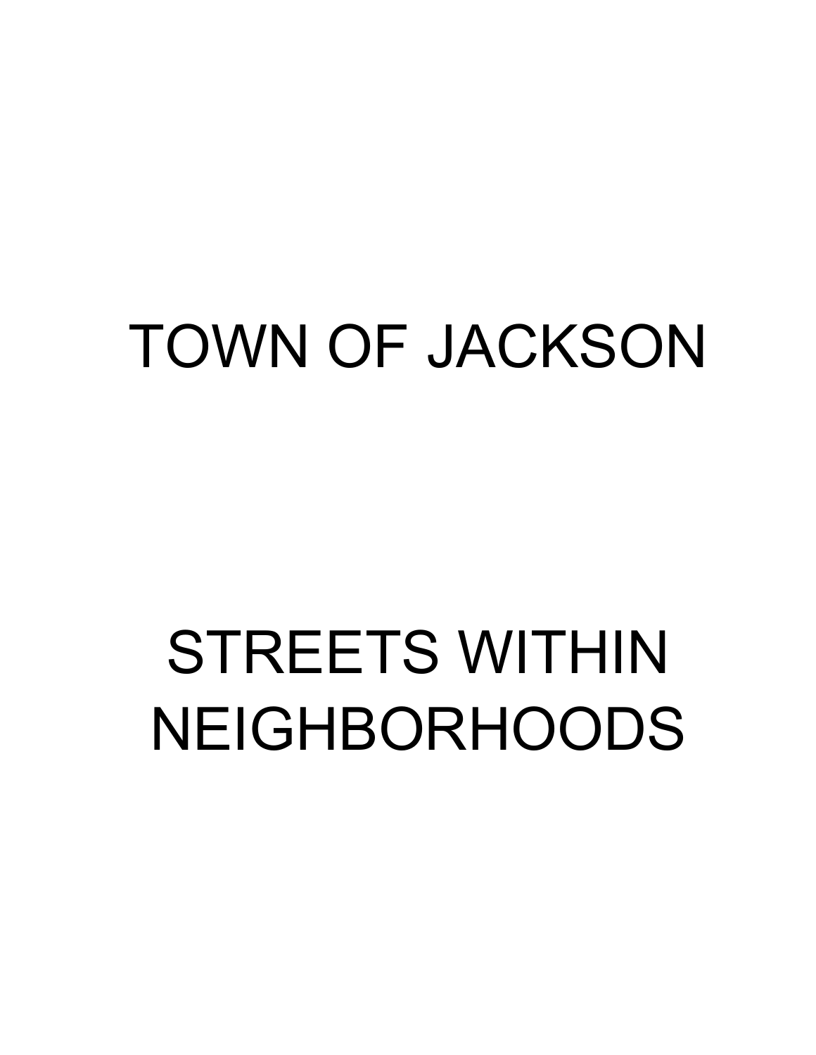# TOWN OF JACKSON

# STREETS WITHIN NEIGHBORHOODS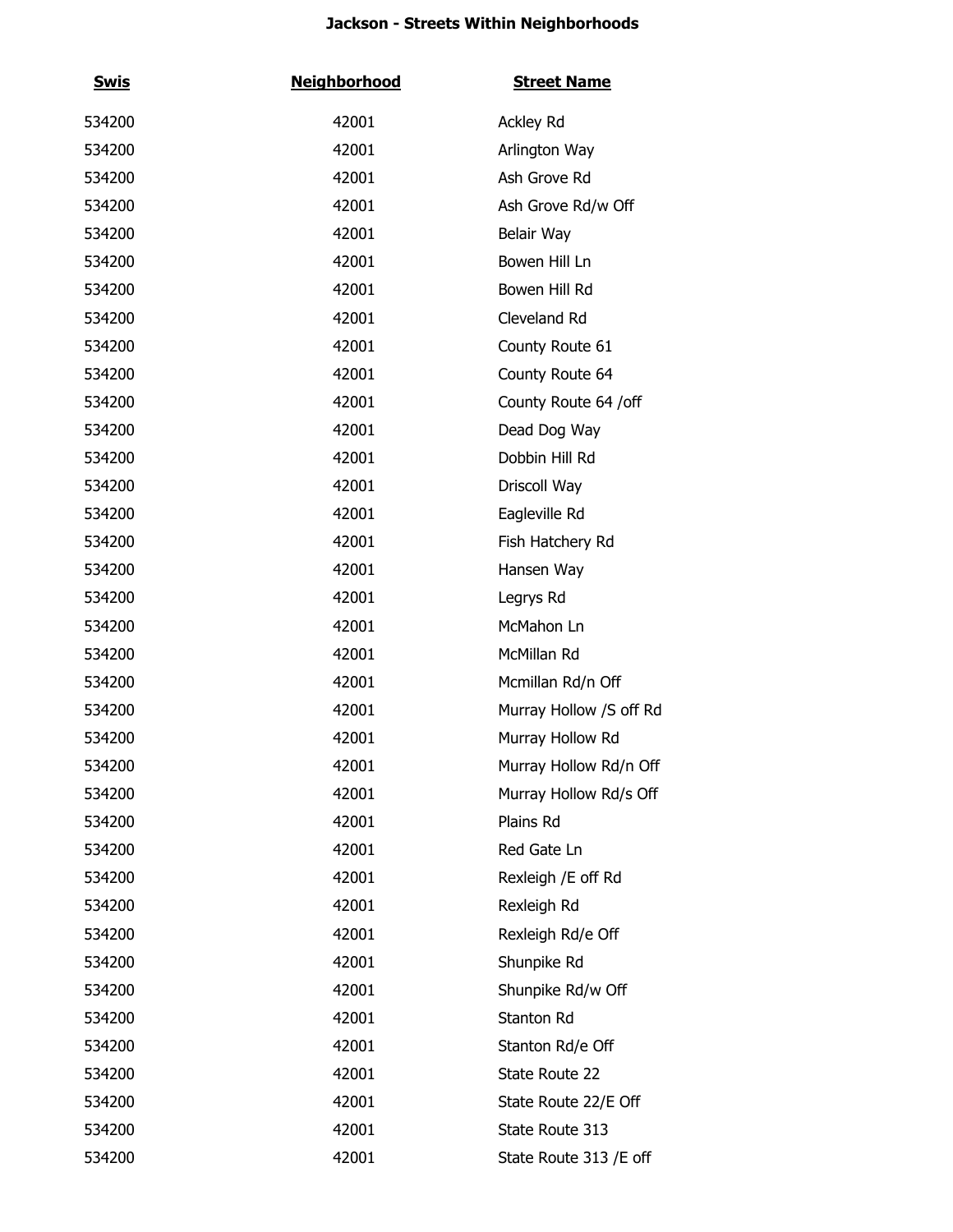# Jackson - Streets Within Neighborhoods

| Swis | Neighborhood | Street Name |
| --- | --- | --- |
| 534200 | 42001 | Ackley Rd |
| 534200 | 42001 | Arlington Way |
| 534200 | 42001 | Ash Grove Rd |
| 534200 | 42001 | Ash Grove Rd/w Off |
| 534200 | 42001 | Belair Way |
| 534200 | 42001 | Bowen Hill Ln |
| 534200 | 42001 | Bowen Hill Rd |
| 534200 | 42001 | Cleveland Rd |
| 534200 | 42001 | County Route 61 |
| 534200 | 42001 | County Route 64 |
| 534200 | 42001 | County Route 64 /off |
| 534200 | 42001 | Dead Dog Way |
| 534200 | 42001 | Dobbin Hill Rd |
| 534200 | 42001 | Driscoll Way |
| 534200 | 42001 | Eagleville Rd |
| 534200 | 42001 | Fish Hatchery Rd |
| 534200 | 42001 | Hansen Way |
| 534200 | 42001 | Legrys Rd |
| 534200 | 42001 | McMahon Ln |
| 534200 | 42001 | McMillan Rd |
| 534200 | 42001 | Mcmillan Rd/n Off |
| 534200 | 42001 | Murray Hollow /S off Rd |
| 534200 | 42001 | Murray Hollow Rd |
| 534200 | 42001 | Murray Hollow Rd/n Off |
| 534200 | 42001 | Murray Hollow Rd/s Off |
| 534200 | 42001 | Plains Rd |
| 534200 | 42001 | Red Gate Ln |
| 534200 | 42001 | Rexleigh /E off Rd |
| 534200 | 42001 | Rexleigh Rd |
| 534200 | 42001 | Rexleigh Rd/e Off |
| 534200 | 42001 | Shunpike Rd |
| 534200 | 42001 | Shunpike Rd/w Off |
| 534200 | 42001 | Stanton Rd |
| 534200 | 42001 | Stanton Rd/e Off |
| 534200 | 42001 | State Route 22 |
| 534200 | 42001 | State Route 22/E Off |
| 534200 | 42001 | State Route 313 |
| 534200 | 42001 | State Route 313 /E off |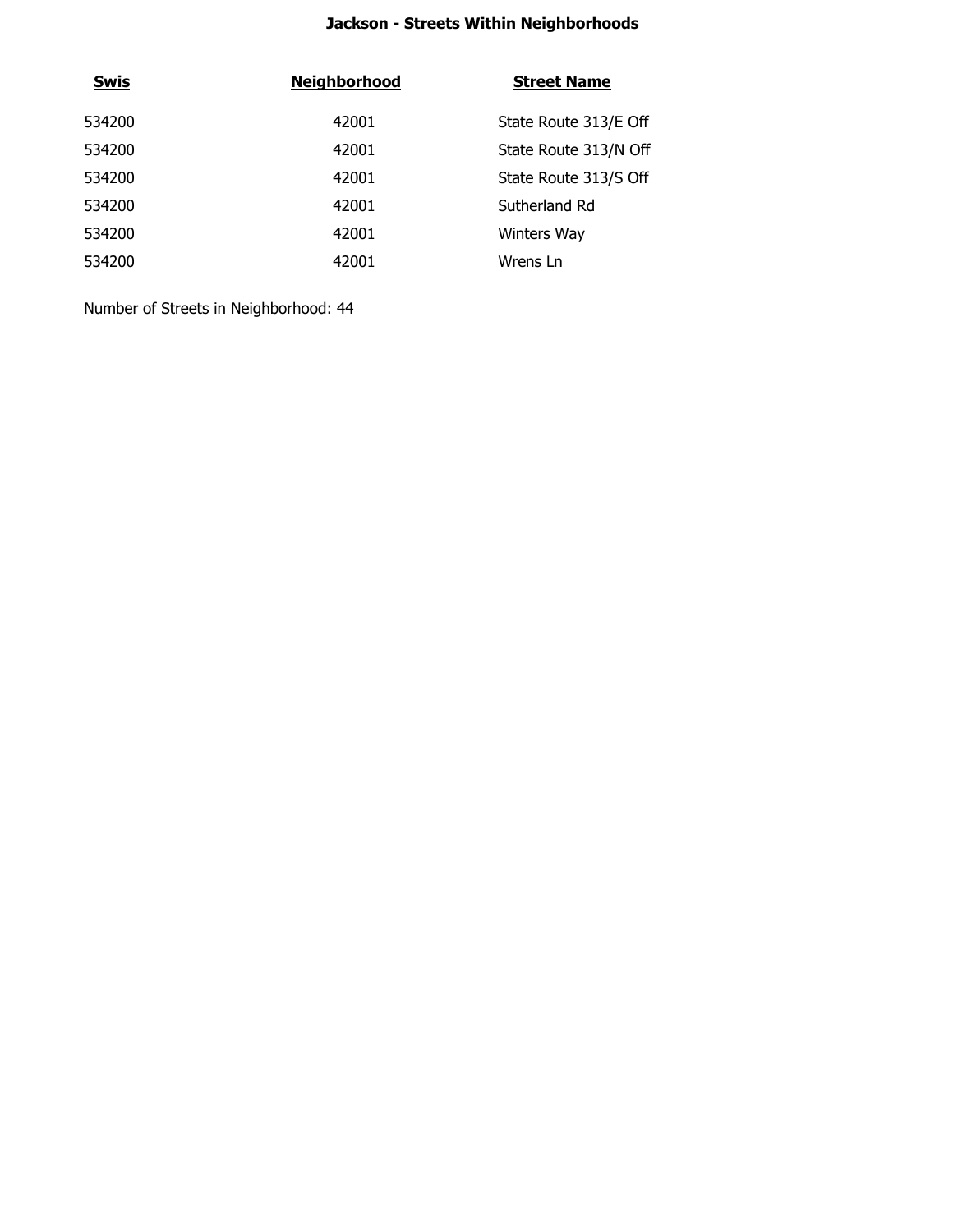**Jackson - Streets Within Neighborhoods**

| Swis | Neighborhood | Street Name |
|---|---|---|
| 534200 | 42001 | State Route 313/E Off |
| 534200 | 42001 | State Route 313/N Off |
| 534200 | 42001 | State Route 313/S Off |
| 534200 | 42001 | Sutherland Rd |
| 534200 | 42001 | Winters Way |
| 534200 | 42001 | Wrens Ln |

Number of Streets in Neighborhood: 44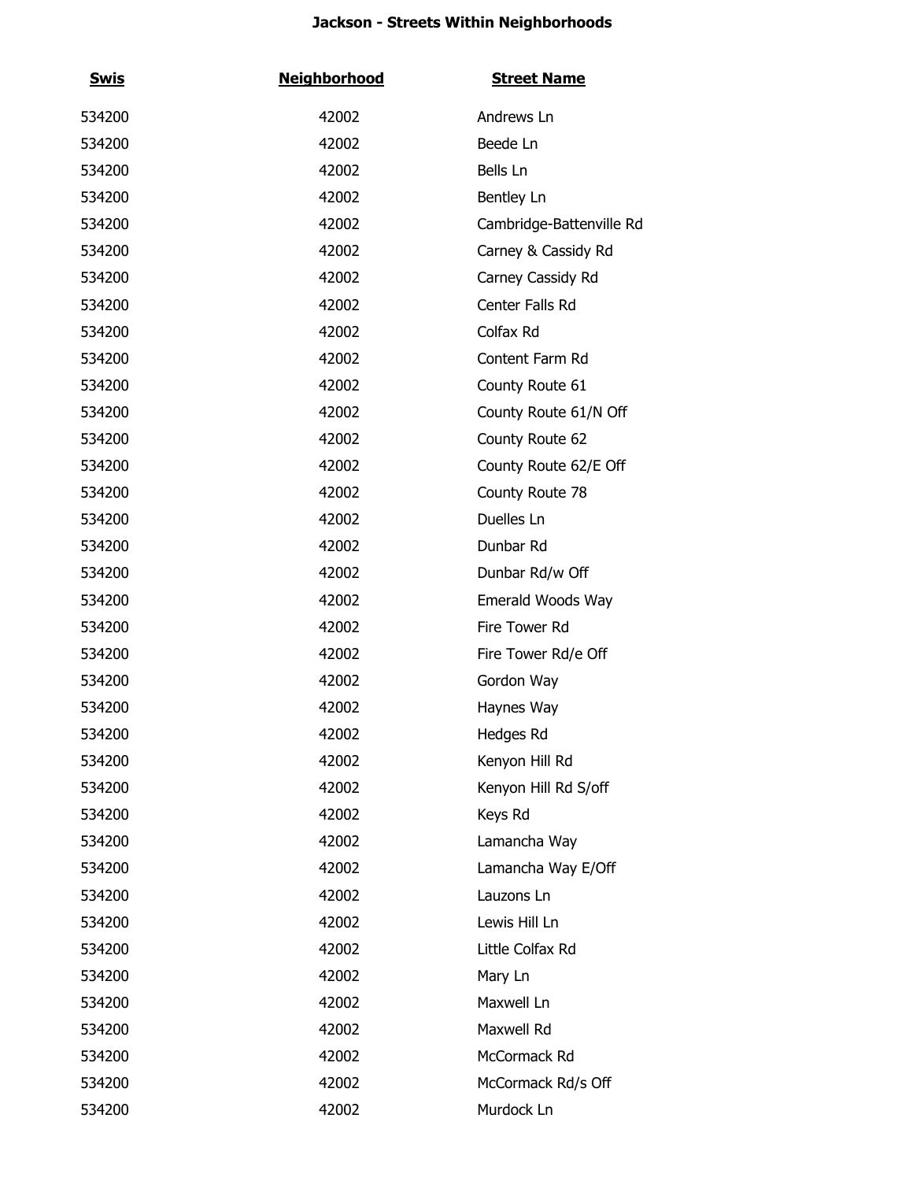**Jackson - Streets Within Neighborhoods**

| Swis | Neighborhood | Street Name |
|---|---|---|
| 534200 | 42002 | Andrews Ln |
| 534200 | 42002 | Beede Ln |
| 534200 | 42002 | Bells Ln |
| 534200 | 42002 | Bentley Ln |
| 534200 | 42002 | Cambridge-Battenville Rd |
| 534200 | 42002 | Carney & Cassidy Rd |
| 534200 | 42002 | Carney Cassidy Rd |
| 534200 | 42002 | Center Falls Rd |
| 534200 | 42002 | Colfax Rd |
| 534200 | 42002 | Content Farm Rd |
| 534200 | 42002 | County Route 61 |
| 534200 | 42002 | County Route 61/N Off |
| 534200 | 42002 | County Route 62 |
| 534200 | 42002 | County Route 62/E Off |
| 534200 | 42002 | County Route 78 |
| 534200 | 42002 | Duelles Ln |
| 534200 | 42002 | Dunbar Rd |
| 534200 | 42002 | Dunbar Rd/w Off |
| 534200 | 42002 | Emerald Woods Way |
| 534200 | 42002 | Fire Tower Rd |
| 534200 | 42002 | Fire Tower Rd/e Off |
| 534200 | 42002 | Gordon Way |
| 534200 | 42002 | Haynes Way |
| 534200 | 42002 | Hedges Rd |
| 534200 | 42002 | Kenyon Hill Rd |
| 534200 | 42002 | Kenyon Hill Rd S/off |
| 534200 | 42002 | Keys Rd |
| 534200 | 42002 | Lamancha Way |
| 534200 | 42002 | Lamancha Way E/Off |
| 534200 | 42002 | Lauzons Ln |
| 534200 | 42002 | Lewis Hill Ln |
| 534200 | 42002 | Little Colfax Rd |
| 534200 | 42002 | Mary Ln |
| 534200 | 42002 | Maxwell Ln |
| 534200 | 42002 | Maxwell Rd |
| 534200 | 42002 | McCormack Rd |
| 534200 | 42002 | McCormack Rd/s Off |
| 534200 | 42002 | Murdock Ln |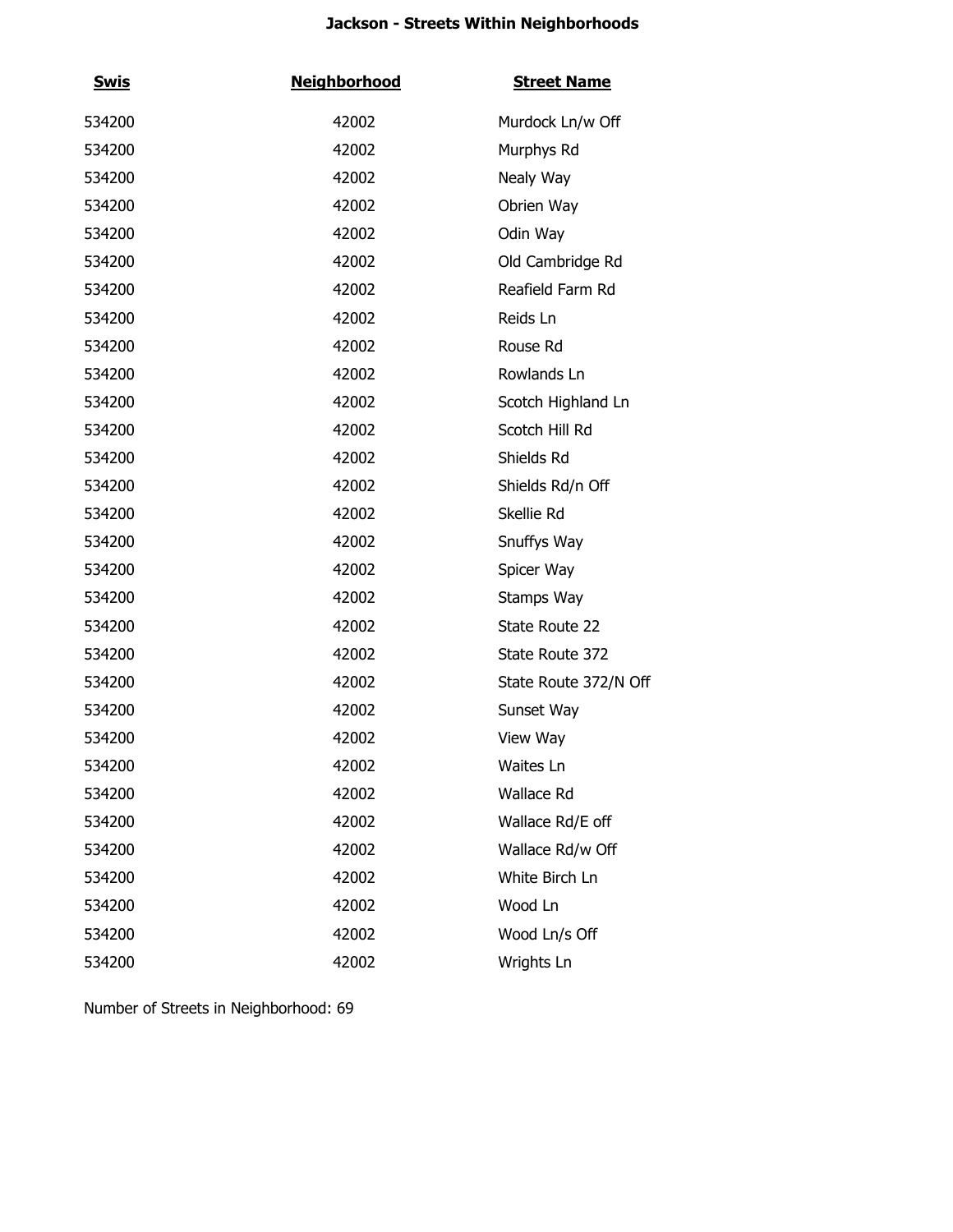# Jackson - Streets Within Neighborhoods

| Swis | Neighborhood | Street Name |
|---|---|---|
| 534200 | 42002 | Murdock Ln/w Off |
| 534200 | 42002 | Murphys Rd |
| 534200 | 42002 | Nealy Way |
| 534200 | 42002 | Obrien Way |
| 534200 | 42002 | Odin Way |
| 534200 | 42002 | Old Cambridge Rd |
| 534200 | 42002 | Reafield Farm Rd |
| 534200 | 42002 | Reids Ln |
| 534200 | 42002 | Rouse Rd |
| 534200 | 42002 | Rowlands Ln |
| 534200 | 42002 | Scotch Highland Ln |
| 534200 | 42002 | Scotch Hill Rd |
| 534200 | 42002 | Shields Rd |
| 534200 | 42002 | Shields Rd/n Off |
| 534200 | 42002 | Skellie Rd |
| 534200 | 42002 | Snuffys Way |
| 534200 | 42002 | Spicer Way |
| 534200 | 42002 | Stamps Way |
| 534200 | 42002 | State Route 22 |
| 534200 | 42002 | State Route 372 |
| 534200 | 42002 | State Route 372/N Off |
| 534200 | 42002 | Sunset Way |
| 534200 | 42002 | View Way |
| 534200 | 42002 | Waites Ln |
| 534200 | 42002 | Wallace Rd |
| 534200 | 42002 | Wallace Rd/E off |
| 534200 | 42002 | Wallace Rd/w Off |
| 534200 | 42002 | White Birch Ln |
| 534200 | 42002 | Wood Ln |
| 534200 | 42002 | Wood Ln/s Off |
| 534200 | 42002 | Wrights Ln |

Number of Streets in Neighborhood: 69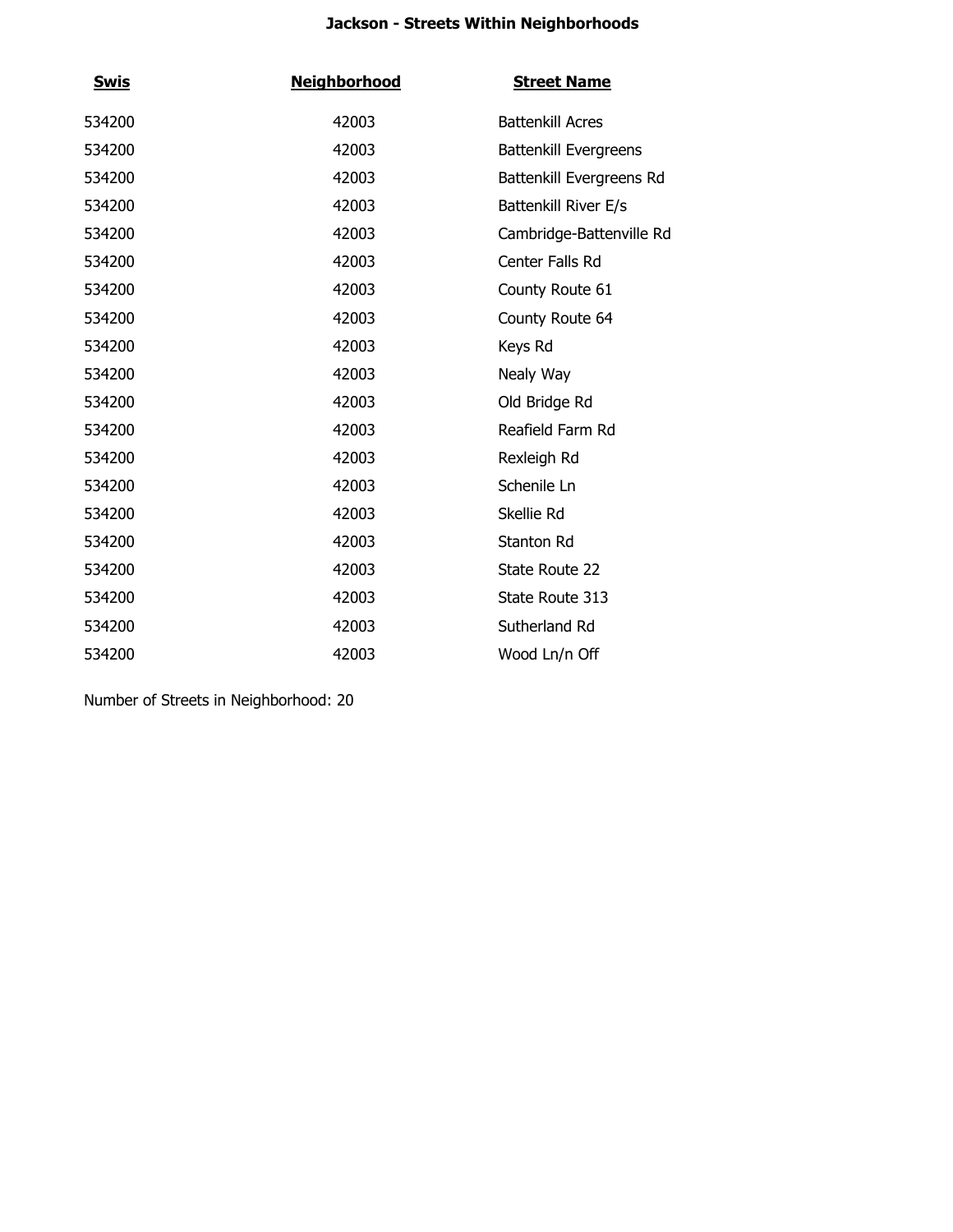# Jackson - Streets Within Neighborhoods

| Swis | Neighborhood | Street Name |
|---|---|---|
| 534200 | 42003 | Battenkill Acres |
| 534200 | 42003 | Battenkill Evergreens |
| 534200 | 42003 | Battenkill Evergreens Rd |
| 534200 | 42003 | Battenkill River E/s |
| 534200 | 42003 | Cambridge-Battenville Rd |
| 534200 | 42003 | Center Falls Rd |
| 534200 | 42003 | County Route 61 |
| 534200 | 42003 | County Route 64 |
| 534200 | 42003 | Keys Rd |
| 534200 | 42003 | Nealy Way |
| 534200 | 42003 | Old Bridge Rd |
| 534200 | 42003 | Reafield Farm Rd |
| 534200 | 42003 | Rexleigh Rd |
| 534200 | 42003 | Schenile Ln |
| 534200 | 42003 | Skellie Rd |
| 534200 | 42003 | Stanton Rd |
| 534200 | 42003 | State Route 22 |
| 534200 | 42003 | State Route 313 |
| 534200 | 42003 | Sutherland Rd |
| 534200 | 42003 | Wood Ln/n Off |

Number of Streets in Neighborhood: 20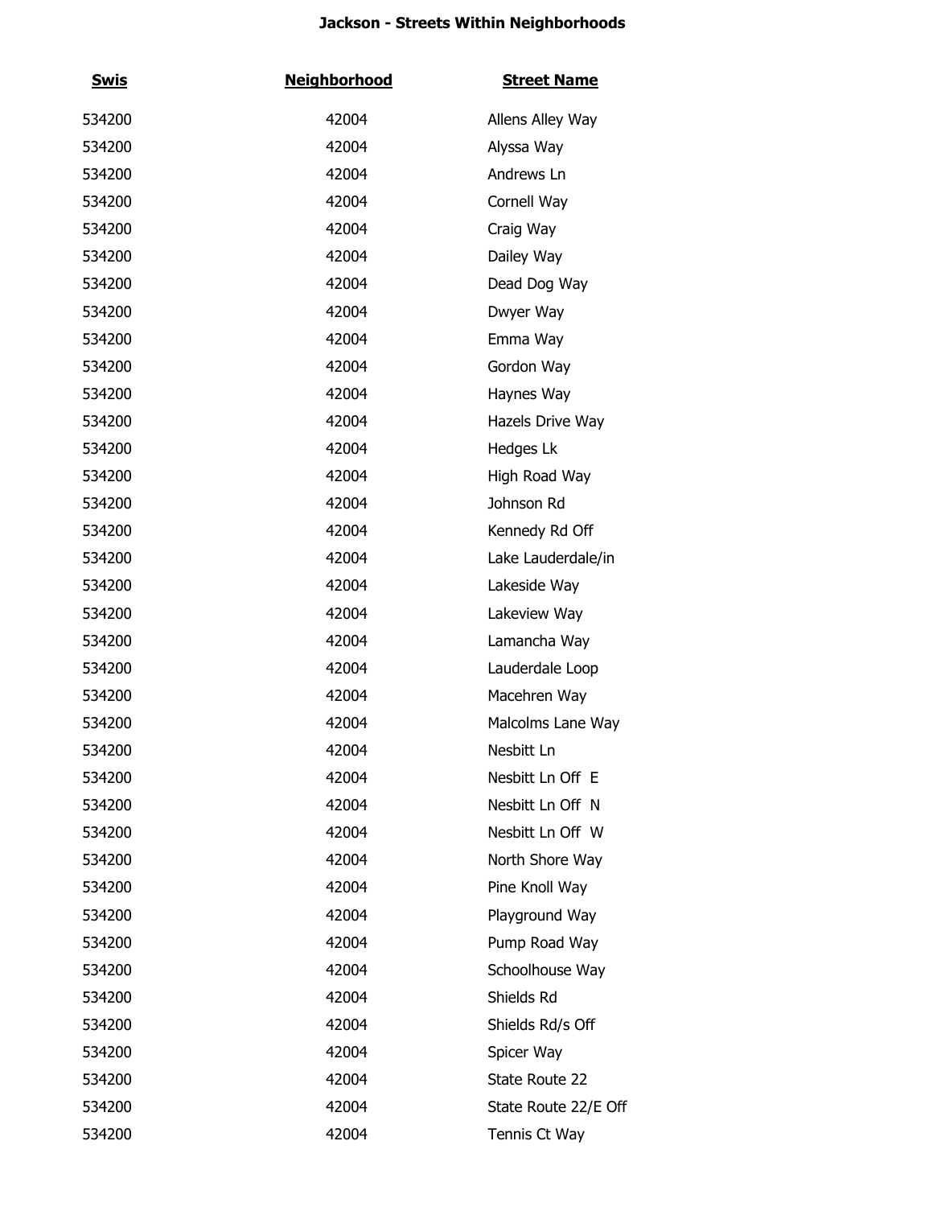**Jackson - Streets Within Neighborhoods**

| Swis | Neighborhood | Street Name |
| --- | --- | --- |
| 534200 | 42004 | Allens Alley Way |
| 534200 | 42004 | Alyssa Way |
| 534200 | 42004 | Andrews Ln |
| 534200 | 42004 | Cornell Way |
| 534200 | 42004 | Craig Way |
| 534200 | 42004 | Dailey Way |
| 534200 | 42004 | Dead Dog Way |
| 534200 | 42004 | Dwyer Way |
| 534200 | 42004 | Emma Way |
| 534200 | 42004 | Gordon Way |
| 534200 | 42004 | Haynes Way |
| 534200 | 42004 | Hazels Drive Way |
| 534200 | 42004 | Hedges Lk |
| 534200 | 42004 | High Road Way |
| 534200 | 42004 | Johnson Rd |
| 534200 | 42004 | Kennedy Rd Off |
| 534200 | 42004 | Lake Lauderdale/in |
| 534200 | 42004 | Lakeside Way |
| 534200 | 42004 | Lakeview Way |
| 534200 | 42004 | Lamancha Way |
| 534200 | 42004 | Lauderdale Loop |
| 534200 | 42004 | Macehren Way |
| 534200 | 42004 | Malcolms Lane Way |
| 534200 | 42004 | Nesbitt Ln |
| 534200 | 42004 | Nesbitt Ln Off E |
| 534200 | 42004 | Nesbitt Ln Off N |
| 534200 | 42004 | Nesbitt Ln Off W |
| 534200 | 42004 | North Shore Way |
| 534200 | 42004 | Pine Knoll Way |
| 534200 | 42004 | Playground Way |
| 534200 | 42004 | Pump Road Way |
| 534200 | 42004 | Schoolhouse Way |
| 534200 | 42004 | Shields Rd |
| 534200 | 42004 | Shields Rd/s Off |
| 534200 | 42004 | Spicer Way |
| 534200 | 42004 | State Route 22 |
| 534200 | 42004 | State Route 22/E Off |
| 534200 | 42004 | Tennis Ct Way |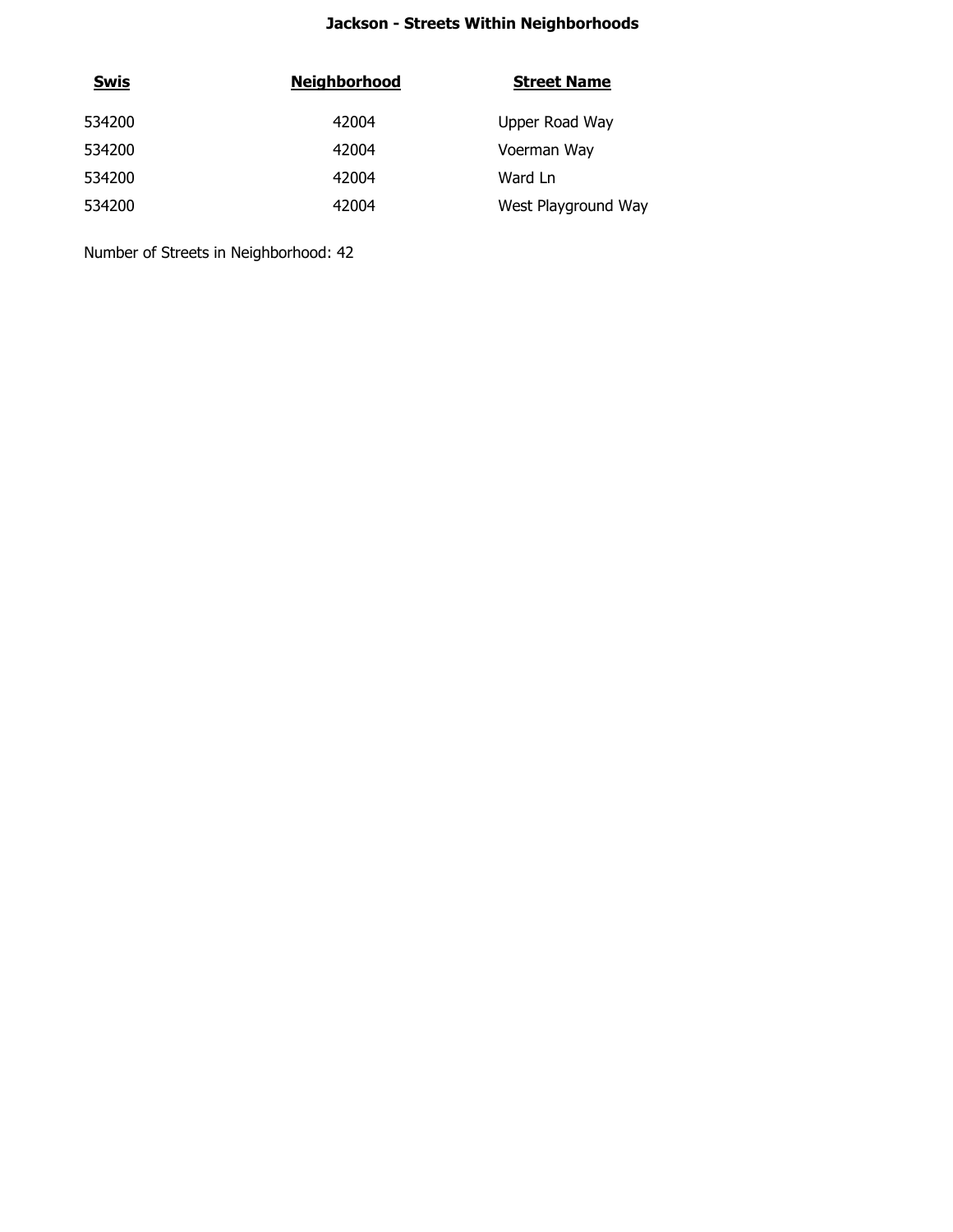**Jackson - Streets Within Neighborhoods**

| Swis | Neighborhood | Street Name |
|---|---|---|
| 534200 | 42004 | Upper Road Way |
| 534200 | 42004 | Voerman Way |
| 534200 | 42004 | Ward Ln |
| 534200 | 42004 | West Playground Way |

Number of Streets in Neighborhood: 42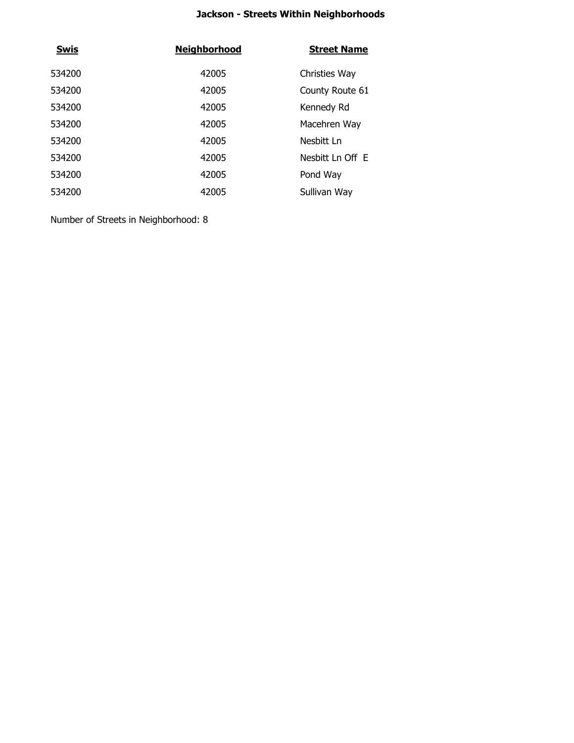**Jackson - Streets Within Neighborhoods**

| Swis | Neighborhood | Street Name |
| --- | --- | --- |
| 534200 | 42005 | Christies Way |
| 534200 | 42005 | County Route 61 |
| 534200 | 42005 | Kennedy Rd |
| 534200 | 42005 | Macehren Way |
| 534200 | 42005 | Nesbitt Ln |
| 534200 | 42005 | Nesbitt Ln Off E |
| 534200 | 42005 | Pond Way |
| 534200 | 42005 | Sullivan Way |

Number of Streets in Neighborhood: 8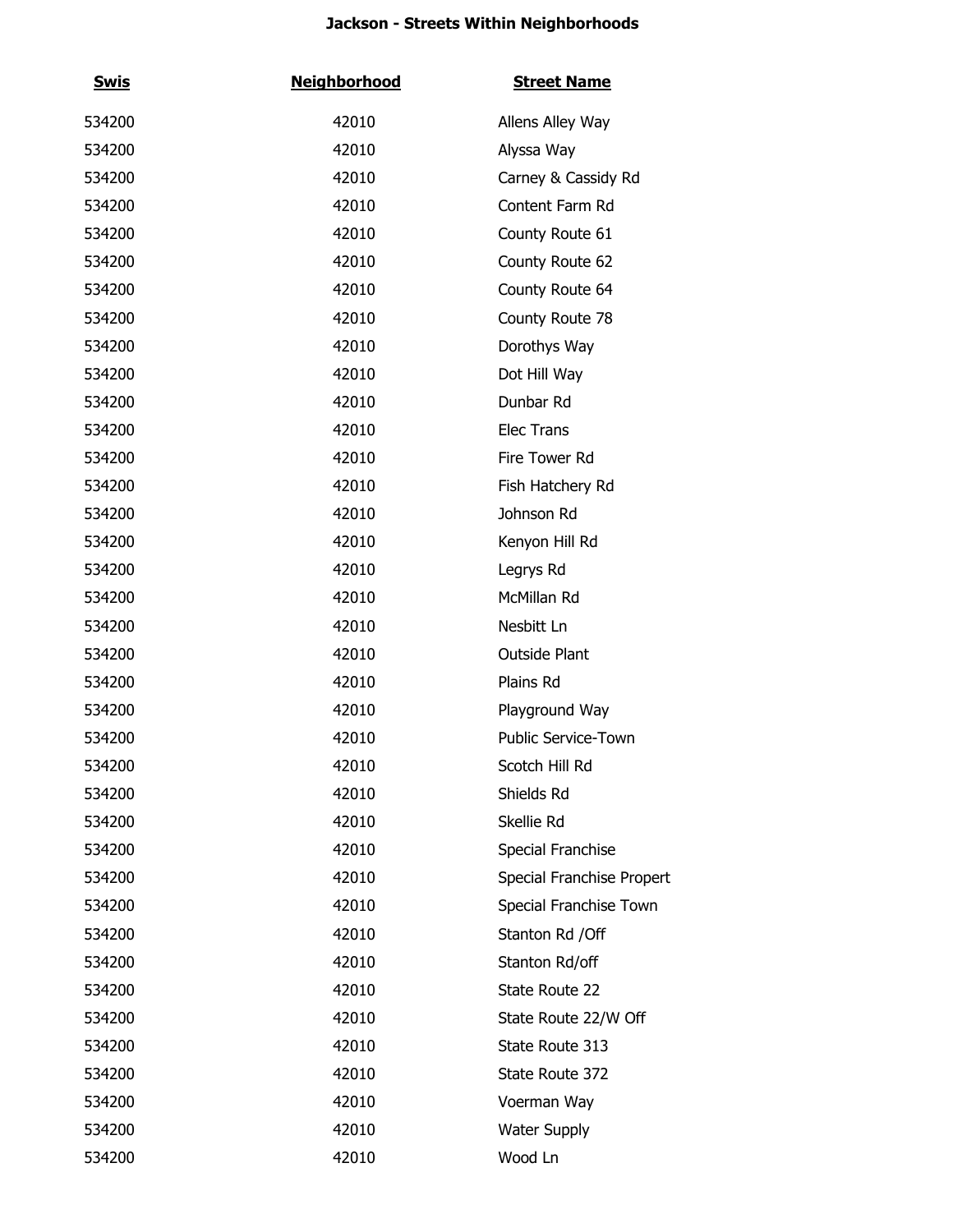**Jackson - Streets Within Neighborhoods**

| Swis | Neighborhood | Street Name |
|---|---|---|
| 534200 | 42010 | Allens Alley Way |
| 534200 | 42010 | Alyssa Way |
| 534200 | 42010 | Carney & Cassidy Rd |
| 534200 | 42010 | Content Farm Rd |
| 534200 | 42010 | County Route 61 |
| 534200 | 42010 | County Route 62 |
| 534200 | 42010 | County Route 64 |
| 534200 | 42010 | County Route 78 |
| 534200 | 42010 | Dorothys Way |
| 534200 | 42010 | Dot Hill Way |
| 534200 | 42010 | Dunbar Rd |
| 534200 | 42010 | Elec Trans |
| 534200 | 42010 | Fire Tower Rd |
| 534200 | 42010 | Fish Hatchery Rd |
| 534200 | 42010 | Johnson Rd |
| 534200 | 42010 | Kenyon Hill Rd |
| 534200 | 42010 | Legrys Rd |
| 534200 | 42010 | McMillan Rd |
| 534200 | 42010 | Nesbitt Ln |
| 534200 | 42010 | Outside Plant |
| 534200 | 42010 | Plains Rd |
| 534200 | 42010 | Playground Way |
| 534200 | 42010 | Public Service-Town |
| 534200 | 42010 | Scotch Hill Rd |
| 534200 | 42010 | Shields Rd |
| 534200 | 42010 | Skellie Rd |
| 534200 | 42010 | Special Franchise |
| 534200 | 42010 | Special Franchise Propert |
| 534200 | 42010 | Special Franchise Town |
| 534200 | 42010 | Stanton Rd /Off |
| 534200 | 42010 | Stanton Rd/off |
| 534200 | 42010 | State Route 22 |
| 534200 | 42010 | State Route 22/W Off |
| 534200 | 42010 | State Route 313 |
| 534200 | 42010 | State Route 372 |
| 534200 | 42010 | Voerman Way |
| 534200 | 42010 | Water Supply |
| 534200 | 42010 | Wood Ln |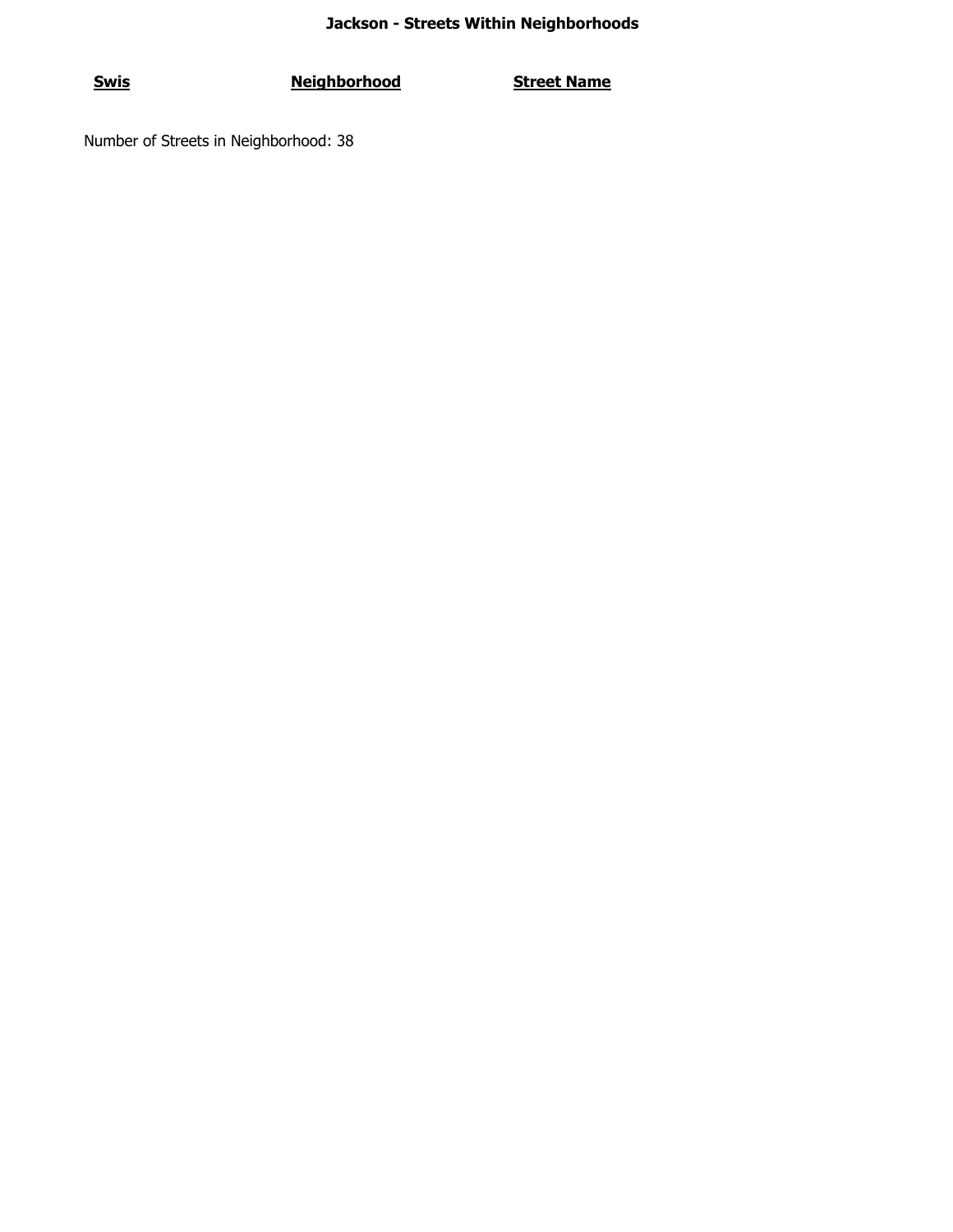**Jackson - Streets Within Neighborhoods**

| Swis | Neighborhood | Street Name |
|---|---|---|

Number of Streets in Neighborhood: 38